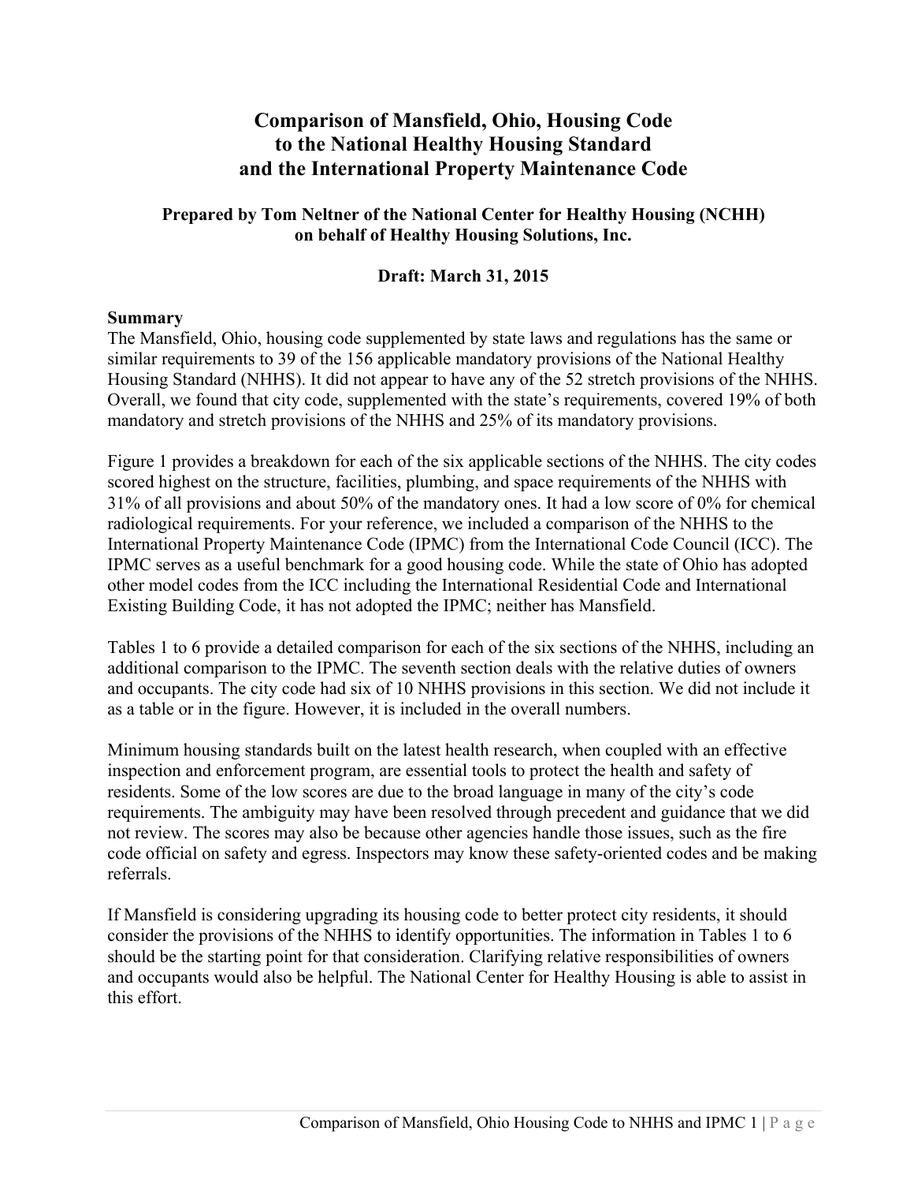# Comparison of Mansfield, Ohio, Housing Code to the National Healthy Housing Standard and the International Property Maintenance Code

**Prepared by Tom Neltner of the National Center for Healthy Housing (NCHH) on behalf of Healthy Housing Solutions, Inc.**

**Draft: March 31, 2015**

## Summary

The Mansfield, Ohio, housing code supplemented by state laws and regulations has the same or similar requirements to 39 of the 156 applicable mandatory provisions of the National Healthy Housing Standard (NHHS). It did not appear to have any of the 52 stretch provisions of the NHHS. Overall, we found that city code, supplemented with the state's requirements, covered 19% of both mandatory and stretch provisions of the NHHS and 25% of its mandatory provisions.

Figure 1 provides a breakdown for each of the six applicable sections of the NHHS. The city codes scored highest on the structure, facilities, plumbing, and space requirements of the NHHS with 31% of all provisions and about 50% of the mandatory ones. It had a low score of 0% for chemical radiological requirements. For your reference, we included a comparison of the NHHS to the International Property Maintenance Code (IPMC) from the International Code Council (ICC). The IPMC serves as a useful benchmark for a good housing code. While the state of Ohio has adopted other model codes from the ICC including the International Residential Code and International Existing Building Code, it has not adopted the IPMC; neither has Mansfield.

Tables 1 to 6 provide a detailed comparison for each of the six sections of the NHHS, including an additional comparison to the IPMC. The seventh section deals with the relative duties of owners and occupants. The city code had six of 10 NHHS provisions in this section. We did not include it as a table or in the figure. However, it is included in the overall numbers.

Minimum housing standards built on the latest health research, when coupled with an effective inspection and enforcement program, are essential tools to protect the health and safety of residents. Some of the low scores are due to the broad language in many of the city's code requirements. The ambiguity may have been resolved through precedent and guidance that we did not review. The scores may also be because other agencies handle those issues, such as the fire code official on safety and egress. Inspectors may know these safety-oriented codes and be making referrals.

If Mansfield is considering upgrading its housing code to better protect city residents, it should consider the provisions of the NHHS to identify opportunities. The information in Tables 1 to 6 should be the starting point for that consideration. Clarifying relative responsibilities of owners and occupants would also be helpful. The National Center for Healthy Housing is able to assist in this effort.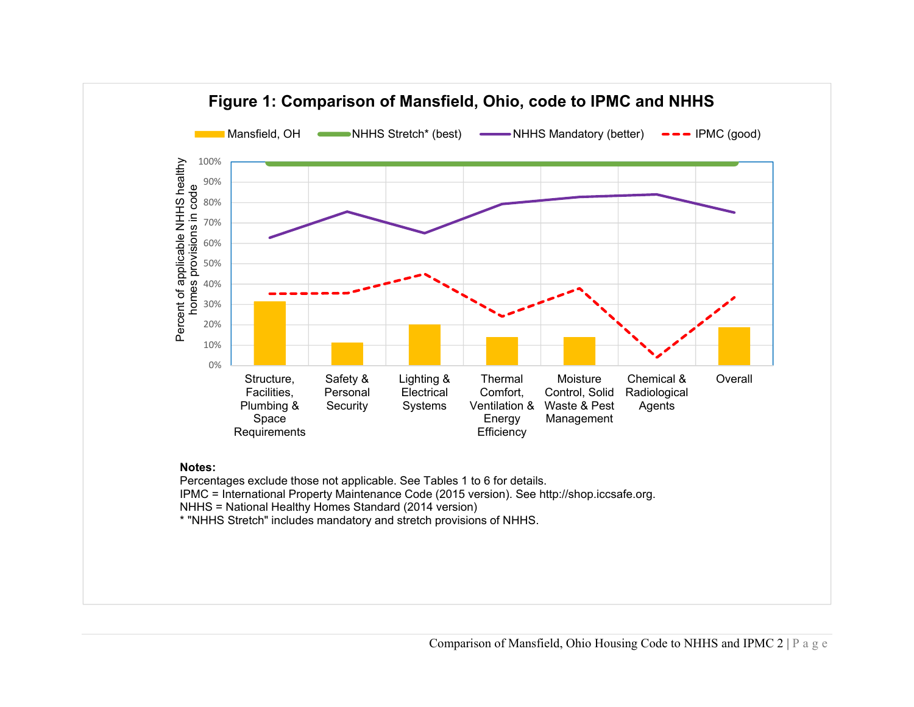**Figure 1: Comparison of Mansfield, Ohio, code to IPMC and NHHS**

**Notes:**
Percentages exclude those not applicable. See Tables 1 to 6 for details.
IPMC = International Property Maintenance Code (2015 version). See http://shop.iccsafe.org.
NHHS = National Healthy Homes Standard (2014 version)
* "NHHS Stretch" includes mandatory and stretch provisions of NHHS.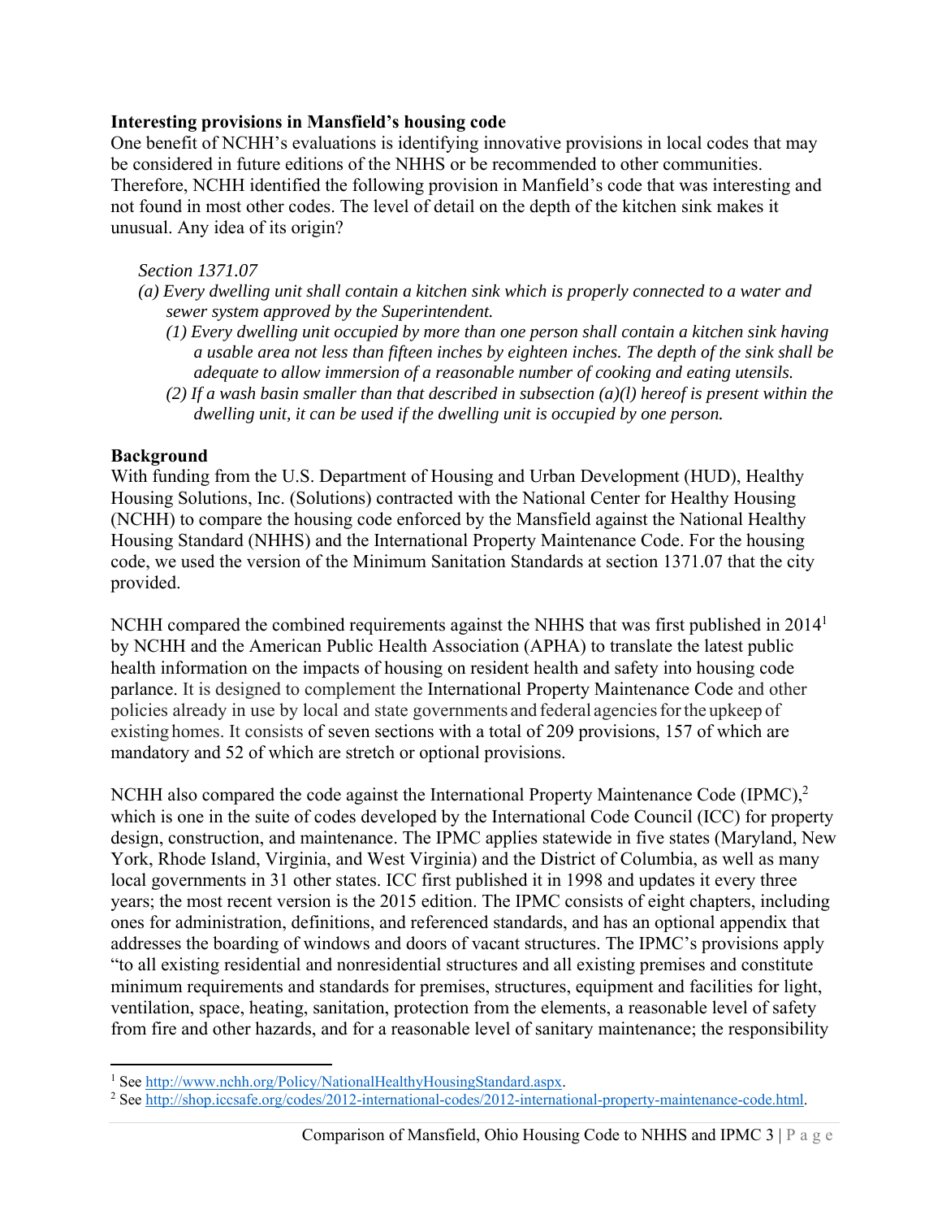**Interesting provisions in Mansfield's housing code**

One benefit of NCHH's evaluations is identifying innovative provisions in local codes that may be considered in future editions of the NHHS or be recommended to other communities. Therefore, NCHH identified the following provision in Manfield's code that was interesting and not found in most other codes. The level of detail on the depth of the kitchen sink makes it unusual. Any idea of its origin?

*Section 1371.07*

*(a) Every dwelling unit shall contain a kitchen sink which is properly connected to a water and sewer system approved by the Superintendent.*

*(1) Every dwelling unit occupied by more than one person shall contain a kitchen sink having a usable area not less than fifteen inches by eighteen inches. The depth of the sink shall be adequate to allow immersion of a reasonable number of cooking and eating utensils.*

*(2) If a wash basin smaller than that described in subsection (a)(l) hereof is present within the dwelling unit, it can be used if the dwelling unit is occupied by one person.*

**Background**

With funding from the U.S. Department of Housing and Urban Development (HUD), Healthy Housing Solutions, Inc. (Solutions) contracted with the National Center for Healthy Housing (NCHH) to compare the housing code enforced by the Mansfield against the National Healthy Housing Standard (NHHS) and the International Property Maintenance Code. For the housing code, we used the version of the Minimum Sanitation Standards at section 1371.07 that the city provided.

NCHH compared the combined requirements against the NHHS that was first published in 2014[1] by NCHH and the American Public Health Association (APHA) to translate the latest public health information on the impacts of housing on resident health and safety into housing code parlance. It is designed to complement the International Property Maintenance Code and other policies already in use by local and state governments and federal agencies for the upkeep of existing homes. It consists of seven sections with a total of 209 provisions, 157 of which are mandatory and 52 of which are stretch or optional provisions.

NCHH also compared the code against the International Property Maintenance Code (IPMC),[2] which is one in the suite of codes developed by the International Code Council (ICC) for property design, construction, and maintenance. The IPMC applies statewide in five states (Maryland, New York, Rhode Island, Virginia, and West Virginia) and the District of Columbia, as well as many local governments in 31 other states. ICC first published it in 1998 and updates it every three years; the most recent version is the 2015 edition. The IPMC consists of eight chapters, including ones for administration, definitions, and referenced standards, and has an optional appendix that addresses the boarding of windows and doors of vacant structures. The IPMC's provisions apply "to all existing residential and nonresidential structures and all existing premises and constitute minimum requirements and standards for premises, structures, equipment and facilities for light, ventilation, space, heating, sanitation, protection from the elements, a reasonable level of safety from fire and other hazards, and for a reasonable level of sanitary maintenance; the responsibility

---

[1] See http://www.nchh.org/Policy/NationalHealthyHousingStandard.aspx.

[2] See http://shop.iccsafe.org/codes/2012-international-codes/2012-international-property-maintenance-code.html.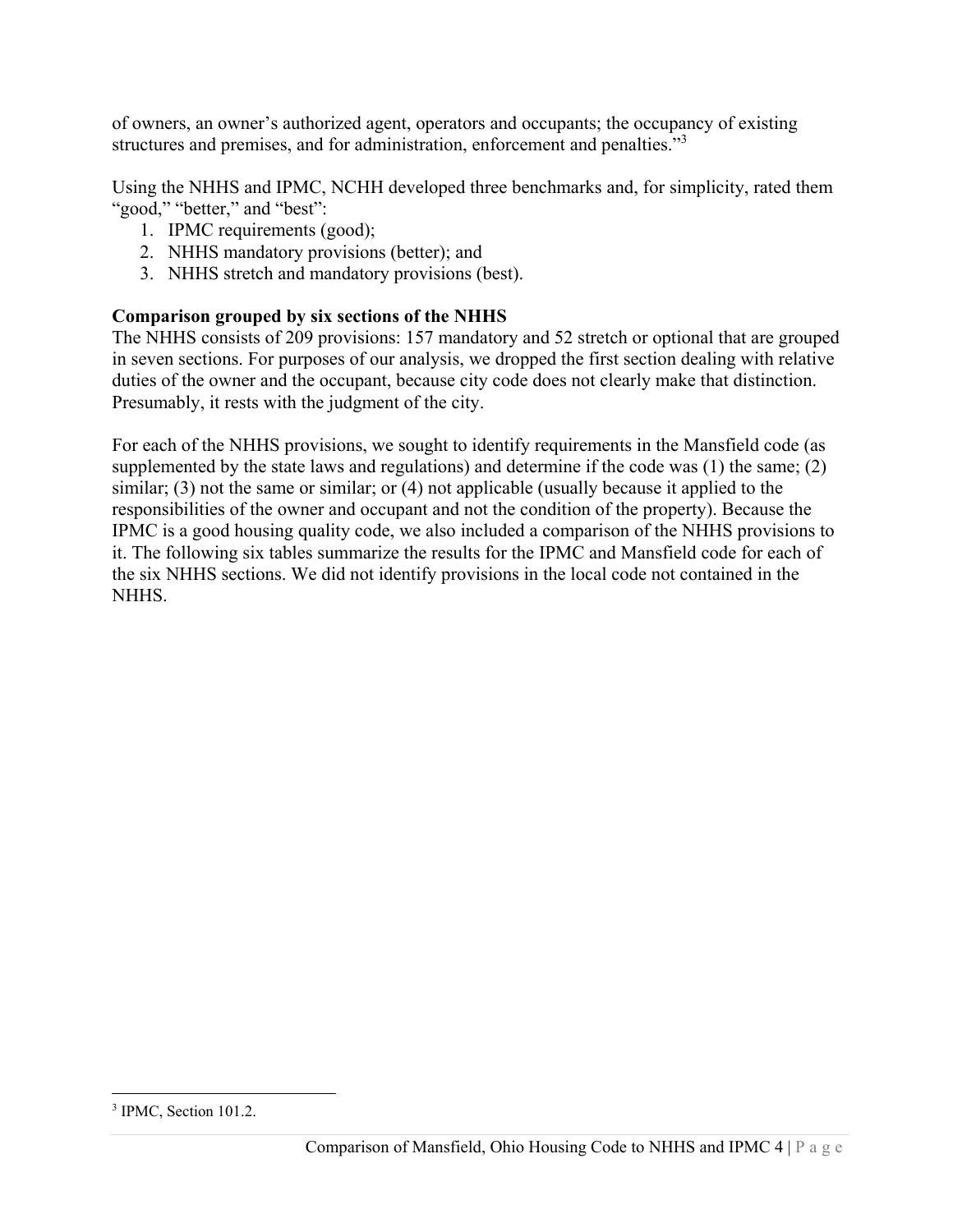of owners, an owner's authorized agent, operators and occupants; the occupancy of existing structures and premises, and for administration, enforcement and penalties."[3]

Using the NHHS and IPMC, NCHH developed three benchmarks and, for simplicity, rated them "good," "better," and "best":

1. IPMC requirements (good);
2. NHHS mandatory provisions (better); and
3. NHHS stretch and mandatory provisions (best).

**Comparison grouped by six sections of the NHHS**

The NHHS consists of 209 provisions: 157 mandatory and 52 stretch or optional that are grouped in seven sections. For purposes of our analysis, we dropped the first section dealing with relative duties of the owner and the occupant, because city code does not clearly make that distinction. Presumably, it rests with the judgment of the city.

For each of the NHHS provisions, we sought to identify requirements in the Mansfield code (as supplemented by the state laws and regulations) and determine if the code was (1) the same; (2) similar; (3) not the same or similar; or (4) not applicable (usually because it applied to the responsibilities of the owner and occupant and not the condition of the property). Because the IPMC is a good housing quality code, we also included a comparison of the NHHS provisions to it. The following six tables summarize the results for the IPMC and Mansfield code for each of the six NHHS sections. We did not identify provisions in the local code not contained in the NHHS.

[3] IPMC, Section 101.2.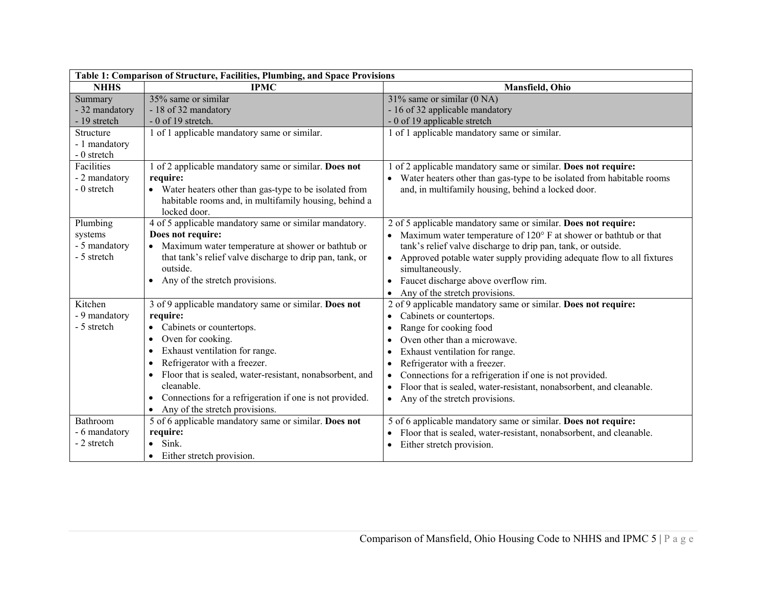| Table 1: Comparison of Structure, Facilities, Plumbing, and Space Provisions | | |
|---|---|---|
| **NHHS** | **IPMC** | **Mansfield, Ohio** |
| Summary<br>- 32 mandatory<br>- 19 stretch | 35% same or similar<br>- 18 of 32 mandatory<br>- 0 of 19 stretch. | 31% same or similar (0 NA)<br>- 16 of 32 applicable mandatory<br>- 0 of 19 applicable stretch |
| Structure<br>- 1 mandatory<br>- 0 stretch | 1 of 1 applicable mandatory same or similar. | 1 of 1 applicable mandatory same or similar. |
| Facilities<br>- 2 mandatory<br>- 0 stretch | 1 of 2 applicable mandatory same or similar. **Does not require:**<br>• Water heaters other than gas-type to be isolated from habitable rooms and, in multifamily housing, behind a locked door. | 1 of 2 applicable mandatory same or similar. **Does not require:**<br>• Water heaters other than gas-type to be isolated from habitable rooms and, in multifamily housing, behind a locked door. |
| Plumbing systems<br>- 5 mandatory<br>- 5 stretch | 4 of 5 applicable mandatory same or similar mandatory. **Does not require:**<br>• Maximum water temperature at shower or bathtub or that tank's relief valve discharge to drip pan, tank, or outside.<br>• Any of the stretch provisions. | 2 of 5 applicable mandatory same or similar. **Does not require:**<br>• Maximum water temperature of 120° F at shower or bathtub or that tank's relief valve discharge to drip pan, tank, or outside.<br>• Approved potable water supply providing adequate flow to all fixtures simultaneously.<br>• Faucet discharge above overflow rim.<br>• Any of the stretch provisions. |
| Kitchen<br>- 9 mandatory<br>- 5 stretch | 3 of 9 applicable mandatory same or similar. **Does not require:**<br>• Cabinets or countertops.<br>• Oven for cooking.<br>• Exhaust ventilation for range.<br>• Refrigerator with a freezer.<br>• Floor that is sealed, water-resistant, nonabsorbent, and cleanable.<br>• Connections for a refrigeration if one is not provided.<br>• Any of the stretch provisions. | 2 of 9 applicable mandatory same or similar. **Does not require:**<br>• Cabinets or countertops.<br>• Range for cooking food<br>• Oven other than a microwave.<br>• Exhaust ventilation for range.<br>• Refrigerator with a freezer.<br>• Connections for a refrigeration if one is not provided.<br>• Floor that is sealed, water-resistant, nonabsorbent, and cleanable.<br>• Any of the stretch provisions. |
| Bathroom<br>- 6 mandatory<br>- 2 stretch | 5 of 6 applicable mandatory same or similar. **Does not require:**<br>• Sink.<br>• Either stretch provision. | 5 of 6 applicable mandatory same or similar. **Does not require:**<br>• Floor that is sealed, water-resistant, nonabsorbent, and cleanable.<br>• Either stretch provision. |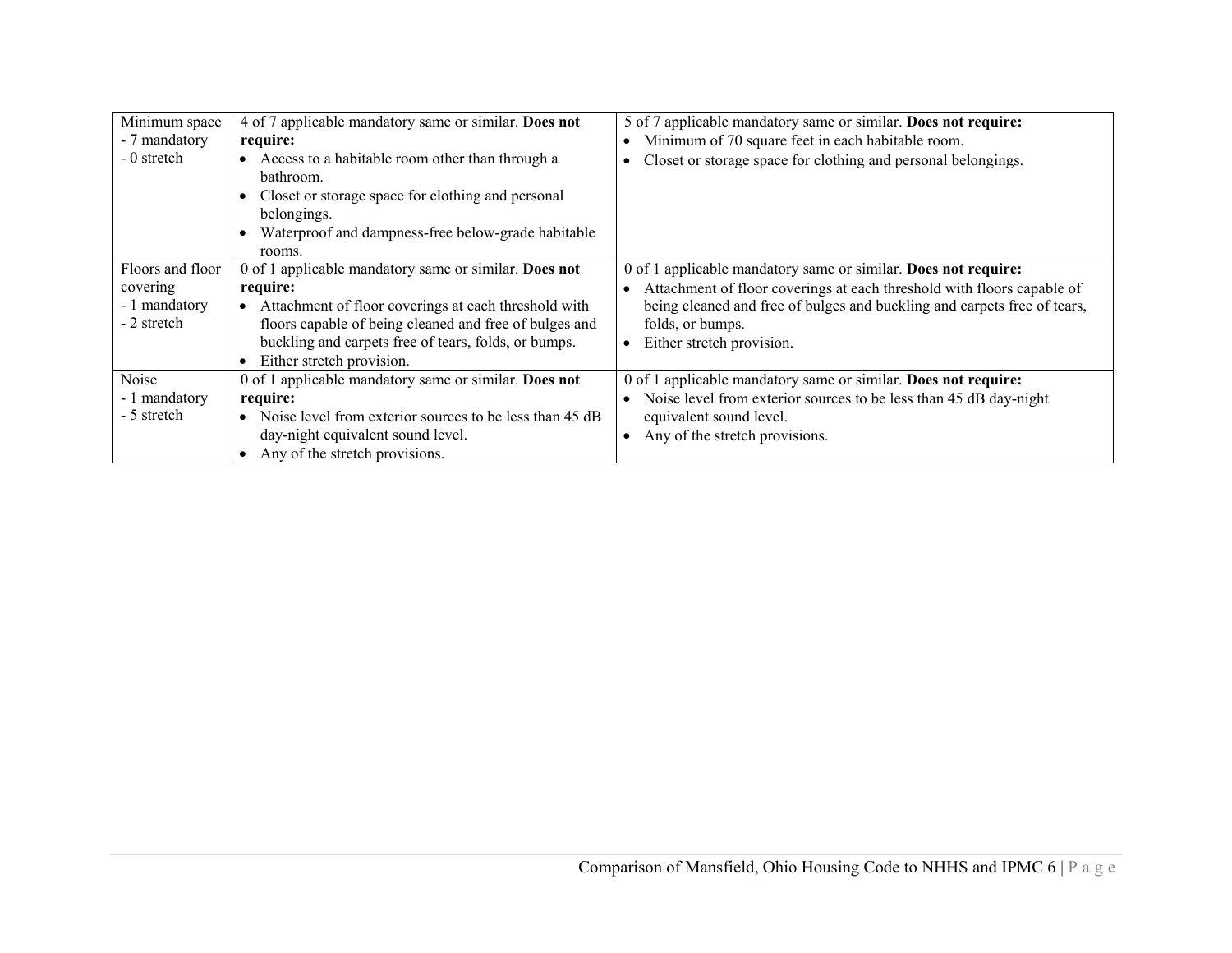| Minimum space<br>- 7 mandatory<br>- 0 stretch | 4 of 7 applicable mandatory same or similar. **Does not require:**<br>• Access to a habitable room other than through a bathroom.<br>• Closet or storage space for clothing and personal belongings.<br>• Waterproof and dampness-free below-grade habitable rooms. | 5 of 7 applicable mandatory same or similar. **Does not require:**<br>• Minimum of 70 square feet in each habitable room.<br>• Closet or storage space for clothing and personal belongings. |
|---|---|---|
| Floors and floor covering<br>- 1 mandatory<br>- 2 stretch | 0 of 1 applicable mandatory same or similar. **Does not require:**<br>• Attachment of floor coverings at each threshold with floors capable of being cleaned and free of bulges and buckling and carpets free of tears, folds, or bumps.<br>• Either stretch provision. | 0 of 1 applicable mandatory same or similar. **Does not require:**<br>• Attachment of floor coverings at each threshold with floors capable of being cleaned and free of bulges and buckling and carpets free of tears, folds, or bumps.<br>• Either stretch provision. |
| Noise<br>- 1 mandatory<br>- 5 stretch | 0 of 1 applicable mandatory same or similar. **Does not require:**<br>• Noise level from exterior sources to be less than 45 dB day-night equivalent sound level.<br>• Any of the stretch provisions. | 0 of 1 applicable mandatory same or similar. **Does not require:**<br>• Noise level from exterior sources to be less than 45 dB day-night equivalent sound level.<br>• Any of the stretch provisions. |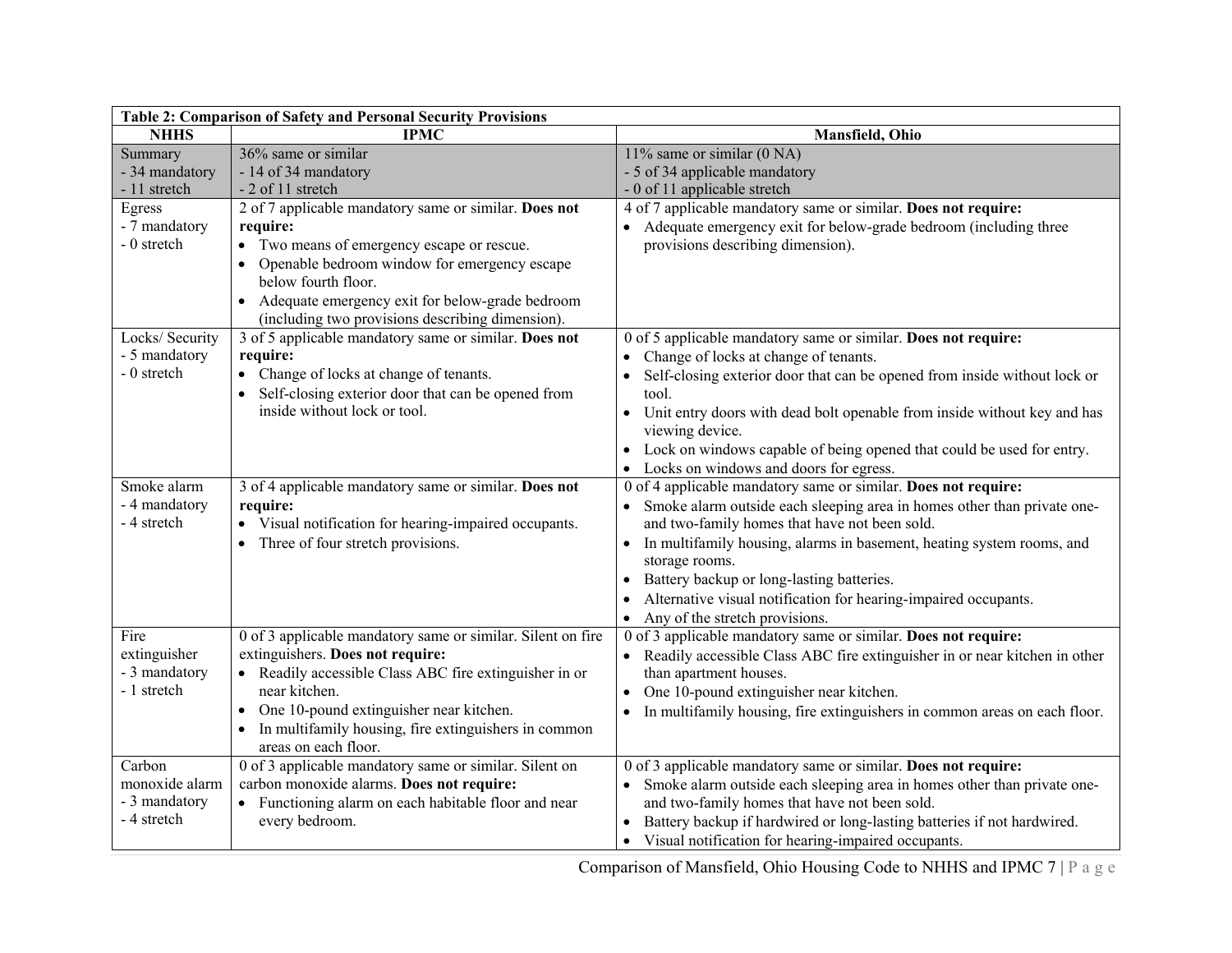| Table 2: Comparison of Safety and Personal Security Provisions | | |
|---|---|---|
| **NHHS** | **IPMC** | **Mansfield, Ohio** |
| Summary<br>- 34 mandatory<br>- 11 stretch | 36% same or similar<br>- 14 of 34 mandatory<br>- 2 of 11 stretch | 11% same or similar (0 NA)<br>- 5 of 34 applicable mandatory<br>- 0 of 11 applicable stretch |
| Egress<br>- 7 mandatory<br>- 0 stretch | 2 of 7 applicable mandatory same or similar. **Does not require:**<br>• Two means of emergency escape or rescue.<br>• Openable bedroom window for emergency escape below fourth floor.<br>• Adequate emergency exit for below-grade bedroom (including two provisions describing dimension). | 4 of 7 applicable mandatory same or similar. **Does not require:**<br>• Adequate emergency exit for below-grade bedroom (including three provisions describing dimension). |
| Locks/ Security<br>- 5 mandatory<br>- 0 stretch | 3 of 5 applicable mandatory same or similar. **Does not require:**<br>• Change of locks at change of tenants.<br>• Self-closing exterior door that can be opened from inside without lock or tool. | 0 of 5 applicable mandatory same or similar. **Does not require:**<br>• Change of locks at change of tenants.<br>• Self-closing exterior door that can be opened from inside without lock or tool.<br>• Unit entry doors with dead bolt openable from inside without key and has viewing device.<br>• Lock on windows capable of being opened that could be used for entry.<br>• Locks on windows and doors for egress. |
| Smoke alarm<br>- 4 mandatory<br>- 4 stretch | 3 of 4 applicable mandatory same or similar. **Does not require:**<br>• Visual notification for hearing-impaired occupants.<br>• Three of four stretch provisions. | 0 of 4 applicable mandatory same or similar. **Does not require:**<br>• Smoke alarm outside each sleeping area in homes other than private one- and two-family homes that have not been sold.<br>• In multifamily housing, alarms in basement, heating system rooms, and storage rooms.<br>• Battery backup or long-lasting batteries.<br>• Alternative visual notification for hearing-impaired occupants.<br>• Any of the stretch provisions. |
| Fire extinguisher<br>- 3 mandatory<br>- 1 stretch | 0 of 3 applicable mandatory same or similar. Silent on fire extinguishers. **Does not require:**<br>• Readily accessible Class ABC fire extinguisher in or near kitchen.<br>• One 10-pound extinguisher near kitchen.<br>• In multifamily housing, fire extinguishers in common areas on each floor. | 0 of 3 applicable mandatory same or similar. **Does not require:**<br>• Readily accessible Class ABC fire extinguisher in or near kitchen in other than apartment houses.<br>• One 10-pound extinguisher near kitchen.<br>• In multifamily housing, fire extinguishers in common areas on each floor. |
| Carbon monoxide alarm<br>- 3 mandatory<br>- 4 stretch | 0 of 3 applicable mandatory same or similar. Silent on carbon monoxide alarms. **Does not require:**<br>• Functioning alarm on each habitable floor and near every bedroom. | 0 of 3 applicable mandatory same or similar. **Does not require:**<br>• Smoke alarm outside each sleeping area in homes other than private one- and two-family homes that have not been sold.<br>• Battery backup if hardwired or long-lasting batteries if not hardwired.<br>• Visual notification for hearing-impaired occupants. |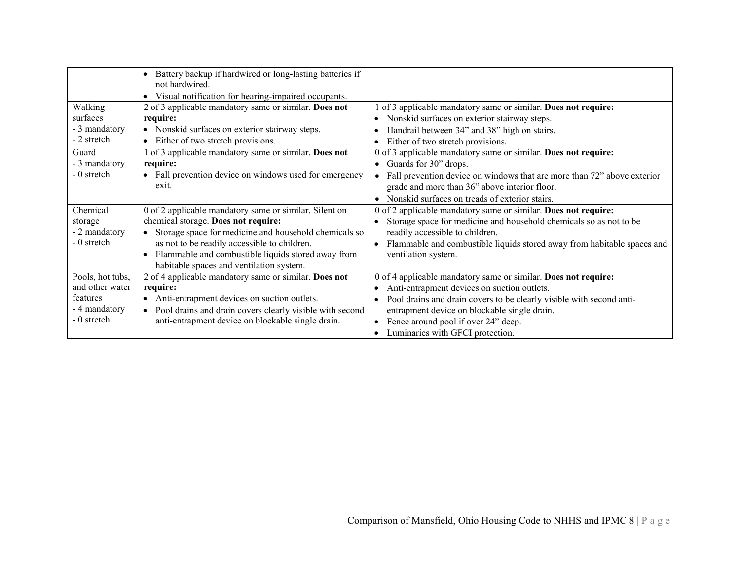| | | |
|---|---|---|
| | • Battery backup if hardwired or long-lasting batteries if not hardwired.<br>• Visual notification for hearing-impaired occupants. | |
| Walking surfaces<br>- 3 mandatory<br>- 2 stretch | 2 of 3 applicable mandatory same or similar. **Does not require:**<br>• Nonskid surfaces on exterior stairway steps.<br>• Either of two stretch provisions. | 1 of 3 applicable mandatory same or similar. **Does not require:**<br>• Nonskid surfaces on exterior stairway steps.<br>• Handrail between 34" and 38" high on stairs.<br>• Either of two stretch provisions. |
| Guard<br>- 3 mandatory<br>- 0 stretch | 1 of 3 applicable mandatory same or similar. **Does not require:**<br>• Fall prevention device on windows used for emergency exit. | 0 of 3 applicable mandatory same or similar. **Does not require:**<br>• Guards for 30" drops.<br>• Fall prevention device on windows that are more than 72" above exterior grade and more than 36" above interior floor.<br>• Nonskid surfaces on treads of exterior stairs. |
| Chemical storage<br>- 2 mandatory<br>- 0 stretch | 0 of 2 applicable mandatory same or similar. Silent on chemical storage. **Does not require:**<br>• Storage space for medicine and household chemicals so as not to be readily accessible to children.<br>• Flammable and combustible liquids stored away from habitable spaces and ventilation system. | 0 of 2 applicable mandatory same or similar. **Does not require:**<br>• Storage space for medicine and household chemicals so as not to be readily accessible to children.<br>• Flammable and combustible liquids stored away from habitable spaces and ventilation system. |
| Pools, hot tubs, and other water features<br>- 4 mandatory<br>- 0 stretch | 2 of 4 applicable mandatory same or similar. **Does not require:**<br>• Anti-entrapment devices on suction outlets.<br>• Pool drains and drain covers clearly visible with second anti-entrapment device on blockable single drain. | 0 of 4 applicable mandatory same or similar. **Does not require:**<br>• Anti-entrapment devices on suction outlets.<br>• Pool drains and drain covers to be clearly visible with second anti-entrapment device on blockable single drain.<br>• Fence around pool if over 24" deep.<br>• Luminaries with GFCI protection. |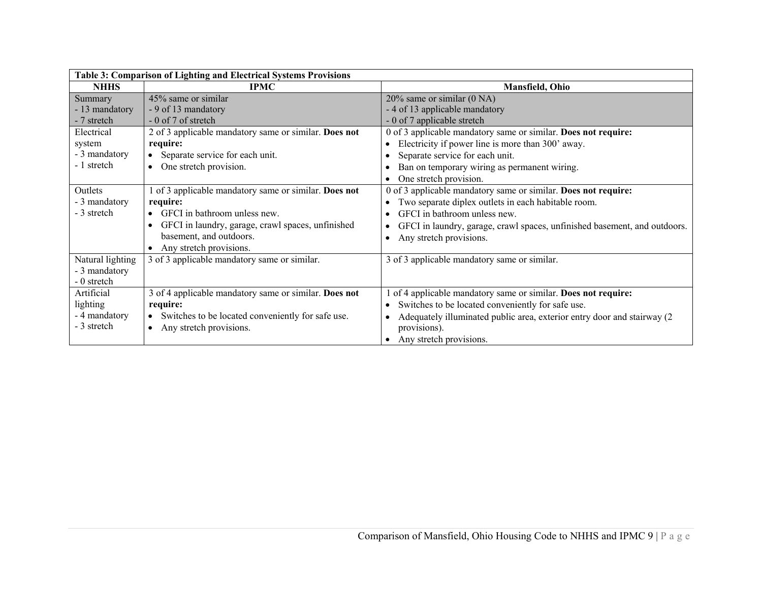| Table 3: Comparison of Lighting and Electrical Systems Provisions | | |
|---|---|---|
| **NHHS** | **IPMC** | **Mansfield, Ohio** |
| Summary<br>- 13 mandatory<br>- 7 stretch | 45% same or similar<br>- 9 of 13 mandatory<br>- 0 of 7 of stretch | 20% same or similar (0 NA)<br>- 4 of 13 applicable mandatory<br>- 0 of 7 applicable stretch |
| Electrical system<br>- 3 mandatory<br>- 1 stretch | 2 of 3 applicable mandatory same or similar. **Does not require:**<br>• Separate service for each unit.<br>• One stretch provision. | 0 of 3 applicable mandatory same or similar. **Does not require:**<br>• Electricity if power line is more than 300' away.<br>• Separate service for each unit.<br>• Ban on temporary wiring as permanent wiring.<br>• One stretch provision. |
| Outlets<br>- 3 mandatory<br>- 3 stretch | 1 of 3 applicable mandatory same or similar. **Does not require:**<br>• GFCI in bathroom unless new.<br>• GFCI in laundry, garage, crawl spaces, unfinished basement, and outdoors.<br>• Any stretch provisions. | 0 of 3 applicable mandatory same or similar. **Does not require:**<br>• Two separate diplex outlets in each habitable room.<br>• GFCI in bathroom unless new.<br>• GFCI in laundry, garage, crawl spaces, unfinished basement, and outdoors.<br>• Any stretch provisions. |
| Natural lighting<br>- 3 mandatory<br>- 0 stretch | 3 of 3 applicable mandatory same or similar. | 3 of 3 applicable mandatory same or similar. |
| Artificial lighting<br>- 4 mandatory<br>- 3 stretch | 3 of 4 applicable mandatory same or similar. **Does not require:**<br>• Switches to be located conveniently for safe use.<br>• Any stretch provisions. | 1 of 4 applicable mandatory same or similar. **Does not require:**<br>• Switches to be located conveniently for safe use.<br>• Adequately illuminated public area, exterior entry door and stairway (2 provisions).<br>• Any stretch provisions. |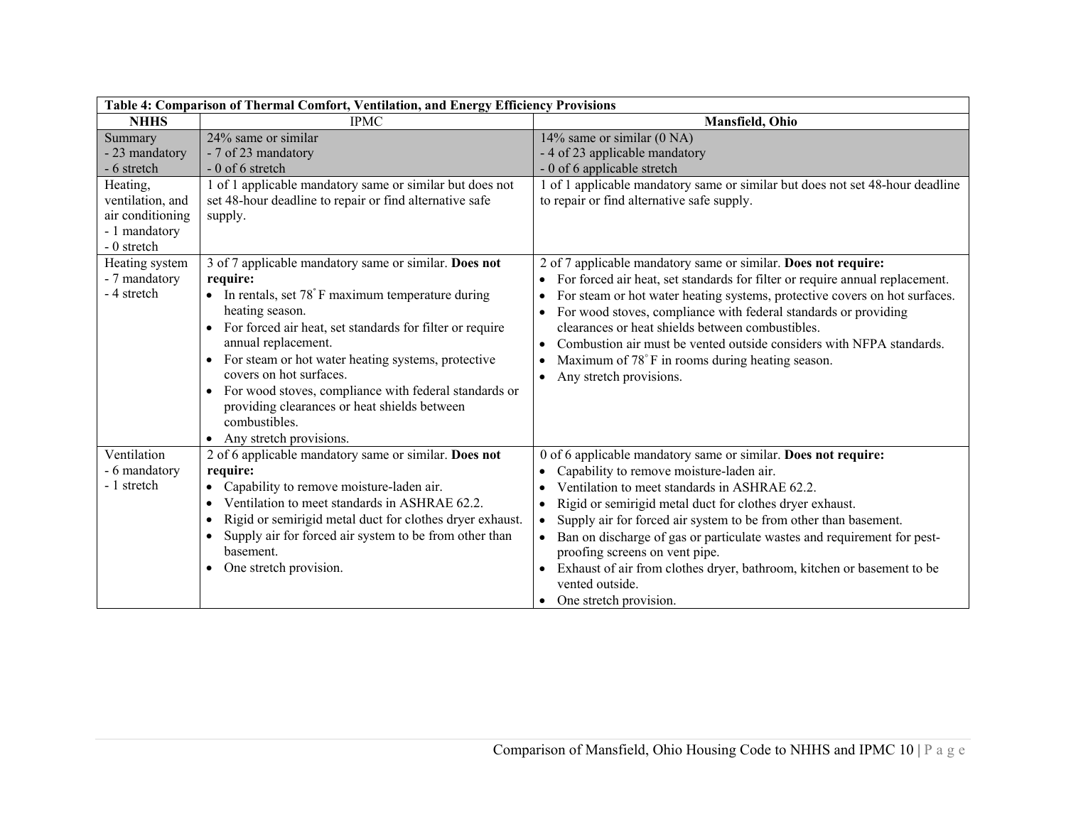**Table 4: Comparison of Thermal Comfort, Ventilation, and Energy Efficiency Provisions**

| NHHS | IPMC | Mansfield, Ohio |
|---|---|---|
| Summary<br>- 23 mandatory<br>- 6 stretch | 24% same or similar<br>- 7 of 23 mandatory<br>- 0 of 6 stretch | 14% same or similar (0 NA)<br>- 4 of 23 applicable mandatory<br>- 0 of 6 applicable stretch |
| Heating, ventilation, and air conditioning<br>- 1 mandatory<br>- 0 stretch | 1 of 1 applicable mandatory same or similar but does not set 48-hour deadline to repair or find alternative safe supply. | 1 of 1 applicable mandatory same or similar but does not set 48-hour deadline to repair or find alternative safe supply. |
| Heating system<br>- 7 mandatory<br>- 4 stretch | 3 of 7 applicable mandatory same or similar. **Does not require:**<br>• In rentals, set 78˚F maximum temperature during heating season.<br>• For forced air heat, set standards for filter or require annual replacement.<br>• For steam or hot water heating systems, protective covers on hot surfaces.<br>• For wood stoves, compliance with federal standards or providing clearances or heat shields between combustibles.<br>• Any stretch provisions. | 2 of 7 applicable mandatory same or similar. **Does not require:**<br>• For forced air heat, set standards for filter or require annual replacement.<br>• For steam or hot water heating systems, protective covers on hot surfaces.<br>• For wood stoves, compliance with federal standards or providing clearances or heat shields between combustibles.<br>• Combustion air must be vented outside considers with NFPA standards.<br>• Maximum of 78˚F in rooms during heating season.<br>• Any stretch provisions. |
| Ventilation<br>- 6 mandatory<br>- 1 stretch | 2 of 6 applicable mandatory same or similar. **Does not require:**<br>• Capability to remove moisture-laden air.<br>• Ventilation to meet standards in ASHRAE 62.2.<br>• Rigid or semirigid metal duct for clothes dryer exhaust.<br>• Supply air for forced air system to be from other than basement.<br>• One stretch provision. | 0 of 6 applicable mandatory same or similar. **Does not require:**<br>• Capability to remove moisture-laden air.<br>• Ventilation to meet standards in ASHRAE 62.2.<br>• Rigid or semirigid metal duct for clothes dryer exhaust.<br>• Supply air for forced air system to be from other than basement.<br>• Ban on discharge of gas or particulate wastes and requirement for pest-proofing screens on vent pipe.<br>• Exhaust of air from clothes dryer, bathroom, kitchen or basement to be vented outside.<br>• One stretch provision. |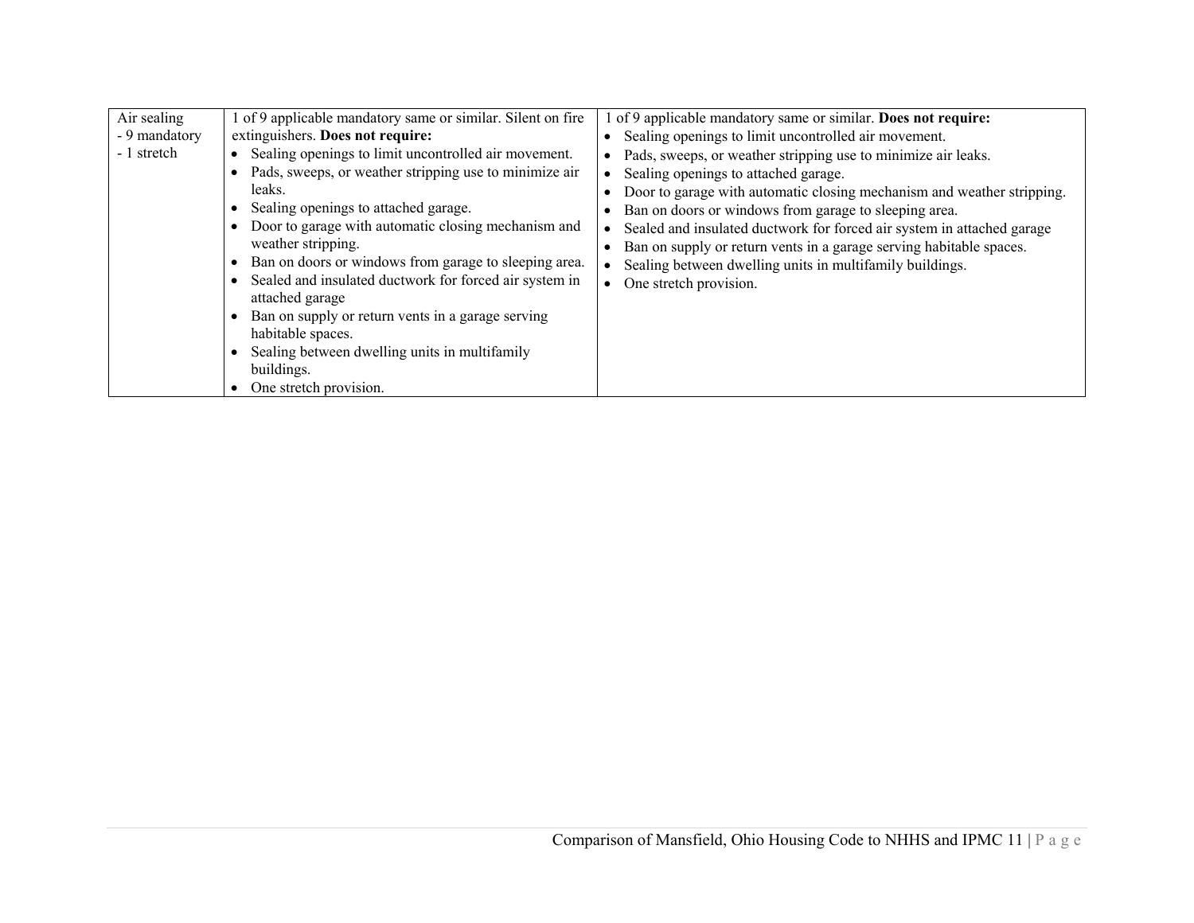| Air sealing<br>- 9 mandatory<br>- 1 stretch | 1 of 9 applicable mandatory same or similar. Silent on fire extinguishers. **Does not require:**<br>• Sealing openings to limit uncontrolled air movement.<br>• Pads, sweeps, or weather stripping use to minimize air leaks.<br>• Sealing openings to attached garage.<br>• Door to garage with automatic closing mechanism and weather stripping.<br>• Ban on doors or windows from garage to sleeping area.<br>• Sealed and insulated ductwork for forced air system in attached garage<br>• Ban on supply or return vents in a garage serving habitable spaces.<br>• Sealing between dwelling units in multifamily buildings.<br>• One stretch provision. | 1 of 9 applicable mandatory same or similar. **Does not require:**<br>• Sealing openings to limit uncontrolled air movement.<br>• Pads, sweeps, or weather stripping use to minimize air leaks.<br>• Sealing openings to attached garage.<br>• Door to garage with automatic closing mechanism and weather stripping.<br>• Ban on doors or windows from garage to sleeping area.<br>• Sealed and insulated ductwork for forced air system in attached garage<br>• Ban on supply or return vents in a garage serving habitable spaces.<br>• Sealing between dwelling units in multifamily buildings.<br>• One stretch provision. |
|---|---|---|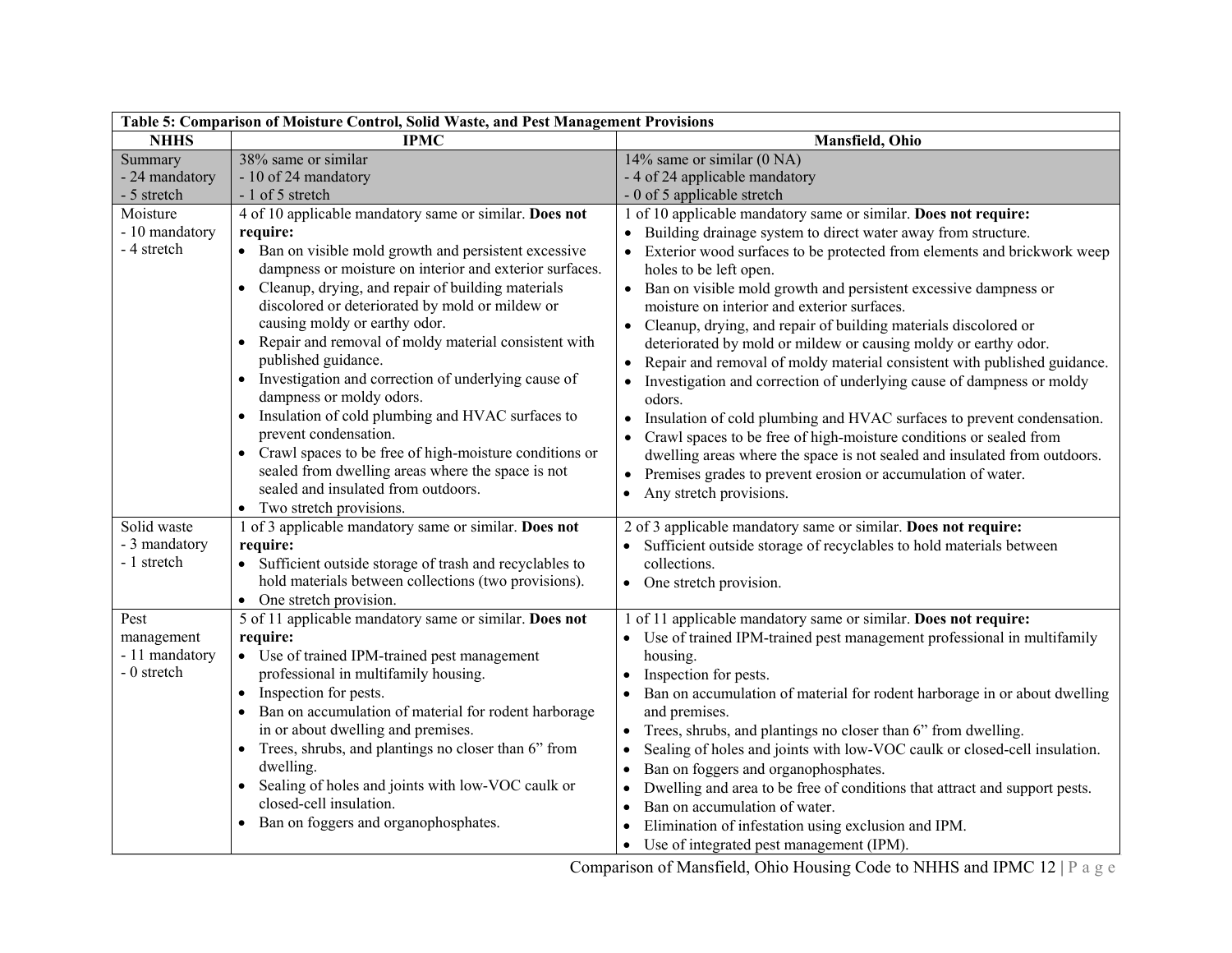| Table 5: Comparison of Moisture Control, Solid Waste, and Pest Management Provisions | | |
|---|---|---|
| **NHHS** | **IPMC** | **Mansfield, Ohio** |
| Summary<br>- 24 mandatory<br>- 5 stretch | 38% same or similar<br>- 10 of 24 mandatory<br>- 1 of 5 stretch | 14% same or similar (0 NA)<br>- 4 of 24 applicable mandatory<br>- 0 of 5 applicable stretch |
| Moisture<br>- 10 mandatory<br>- 4 stretch | 4 of 10 applicable mandatory same or similar. **Does not require:**<br>• Ban on visible mold growth and persistent excessive dampness or moisture on interior and exterior surfaces.<br>• Cleanup, drying, and repair of building materials discolored or deteriorated by mold or mildew or causing moldy or earthy odor.<br>• Repair and removal of moldy material consistent with published guidance.<br>• Investigation and correction of underlying cause of dampness or moldy odors.<br>• Insulation of cold plumbing and HVAC surfaces to prevent condensation.<br>• Crawl spaces to be free of high-moisture conditions or sealed from dwelling areas where the space is not sealed and insulated from outdoors.<br>• Two stretch provisions. | 1 of 10 applicable mandatory same or similar. **Does not require:**<br>• Building drainage system to direct water away from structure.<br>• Exterior wood surfaces to be protected from elements and brickwork weep holes to be left open.<br>• Ban on visible mold growth and persistent excessive dampness or moisture on interior and exterior surfaces.<br>• Cleanup, drying, and repair of building materials discolored or deteriorated by mold or mildew or causing moldy or earthy odor.<br>• Repair and removal of moldy material consistent with published guidance.<br>• Investigation and correction of underlying cause of dampness or moldy odors.<br>• Insulation of cold plumbing and HVAC surfaces to prevent condensation.<br>• Crawl spaces to be free of high-moisture conditions or sealed from dwelling areas where the space is not sealed and insulated from outdoors.<br>• Premises grades to prevent erosion or accumulation of water.<br>• Any stretch provisions. |
| Solid waste<br>- 3 mandatory<br>- 1 stretch | 1 of 3 applicable mandatory same or similar. **Does not require:**<br>• Sufficient outside storage of trash and recyclables to hold materials between collections (two provisions).<br>• One stretch provision. | 2 of 3 applicable mandatory same or similar. **Does not require:**<br>• Sufficient outside storage of recyclables to hold materials between collections.<br>• One stretch provision. |
| Pest management<br>- 11 mandatory<br>- 0 stretch | 5 of 11 applicable mandatory same or similar. **Does not require:**<br>• Use of trained IPM-trained pest management professional in multifamily housing.<br>• Inspection for pests.<br>• Ban on accumulation of material for rodent harborage in or about dwelling and premises.<br>• Trees, shrubs, and plantings no closer than 6" from dwelling.<br>• Sealing of holes and joints with low-VOC caulk or closed-cell insulation.<br>• Ban on foggers and organophosphates. | 1 of 11 applicable mandatory same or similar. **Does not require:**<br>• Use of trained IPM-trained pest management professional in multifamily housing.<br>• Inspection for pests.<br>• Ban on accumulation of material for rodent harborage in or about dwelling and premises.<br>• Trees, shrubs, and plantings no closer than 6" from dwelling.<br>• Sealing of holes and joints with low-VOC caulk or closed-cell insulation.<br>• Ban on foggers and organophosphates.<br>• Dwelling and area to be free of conditions that attract and support pests.<br>• Ban on accumulation of water.<br>• Elimination of infestation using exclusion and IPM.<br>• Use of integrated pest management (IPM). |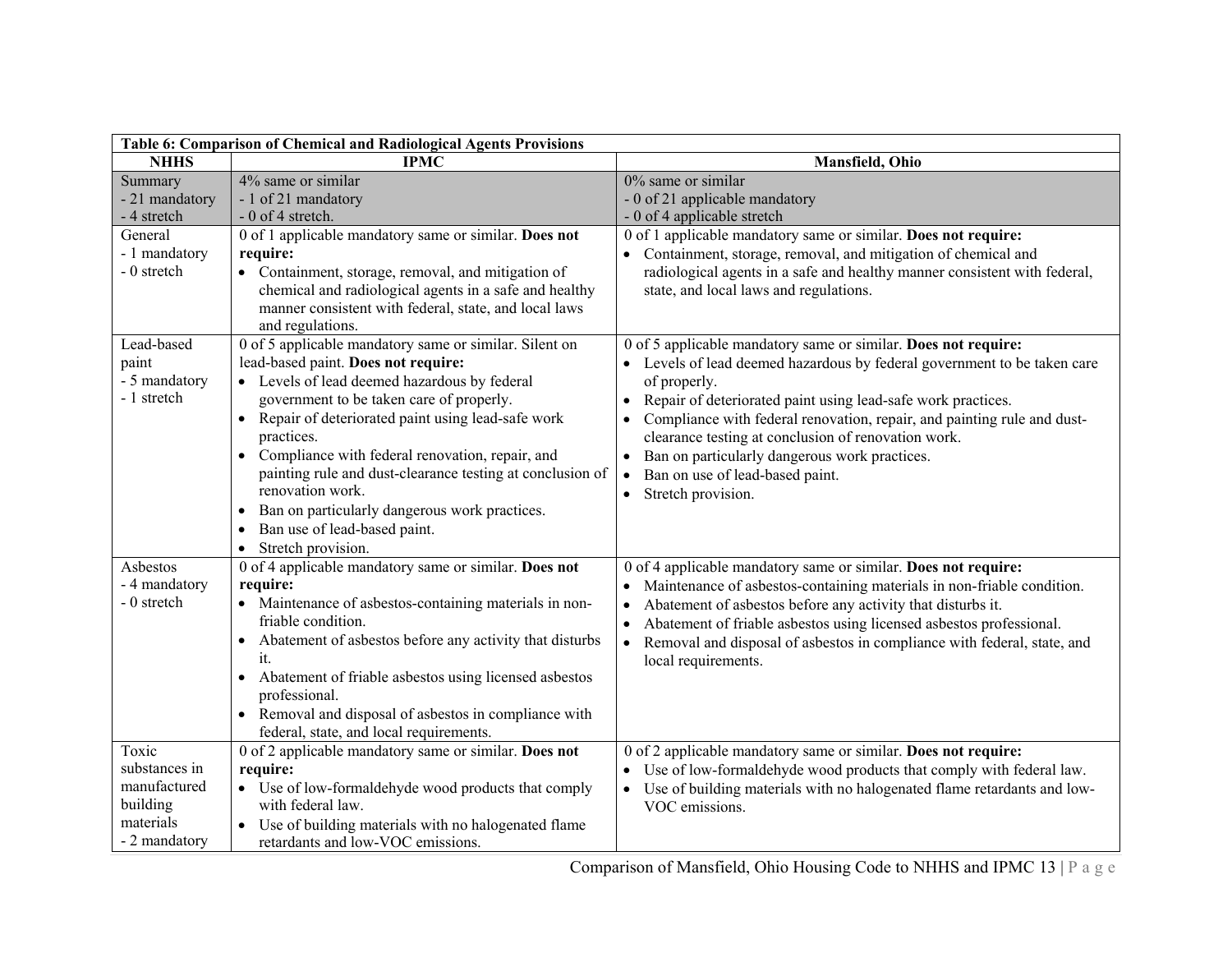| Table 6: Comparison of Chemical and Radiological Agents Provisions | | |
|---|---|---|
| **NHHS** | **IPMC** | **Mansfield, Ohio** |
| Summary<br>- 21 mandatory<br>- 4 stretch | 4% same or similar<br>- 1 of 21 mandatory<br>- 0 of 4 stretch. | 0% same or similar<br>- 0 of 21 applicable mandatory<br>- 0 of 4 applicable stretch |
| General<br>- 1 mandatory<br>- 0 stretch | 0 of 1 applicable mandatory same or similar. **Does not require:**<br>• Containment, storage, removal, and mitigation of chemical and radiological agents in a safe and healthy manner consistent with federal, state, and local laws and regulations. | 0 of 1 applicable mandatory same or similar. **Does not require:**<br>• Containment, storage, removal, and mitigation of chemical and radiological agents in a safe and healthy manner consistent with federal, state, and local laws and regulations. |
| Lead-based paint<br>- 5 mandatory<br>- 1 stretch | 0 of 5 applicable mandatory same or similar. Silent on lead-based paint. **Does not require:**<br>• Levels of lead deemed hazardous by federal government to be taken care of properly.<br>• Repair of deteriorated paint using lead-safe work practices.<br>• Compliance with federal renovation, repair, and painting rule and dust-clearance testing at conclusion of renovation work.<br>• Ban on particularly dangerous work practices.<br>• Ban use of lead-based paint.<br>• Stretch provision. | 0 of 5 applicable mandatory same or similar. **Does not require:**<br>• Levels of lead deemed hazardous by federal government to be taken care of properly.<br>• Repair of deteriorated paint using lead-safe work practices.<br>• Compliance with federal renovation, repair, and painting rule and dust-clearance testing at conclusion of renovation work.<br>• Ban on particularly dangerous work practices.<br>• Ban on use of lead-based paint.<br>• Stretch provision. |
| Asbestos<br>- 4 mandatory<br>- 0 stretch | 0 of 4 applicable mandatory same or similar. **Does not require:**<br>• Maintenance of asbestos-containing materials in non-friable condition.<br>• Abatement of asbestos before any activity that disturbs it.<br>• Abatement of friable asbestos using licensed asbestos professional.<br>• Removal and disposal of asbestos in compliance with federal, state, and local requirements. | 0 of 4 applicable mandatory same or similar. **Does not require:**<br>• Maintenance of asbestos-containing materials in non-friable condition.<br>• Abatement of asbestos before any activity that disturbs it.<br>• Abatement of friable asbestos using licensed asbestos professional.<br>• Removal and disposal of asbestos in compliance with federal, state, and local requirements. |
| Toxic substances in manufactured building materials<br>- 2 mandatory | 0 of 2 applicable mandatory same or similar. **Does not require:**<br>• Use of low-formaldehyde wood products that comply with federal law.<br>• Use of building materials with no halogenated flame retardants and low-VOC emissions. | 0 of 2 applicable mandatory same or similar. **Does not require:**<br>• Use of low-formaldehyde wood products that comply with federal law.<br>• Use of building materials with no halogenated flame retardants and low-VOC emissions. |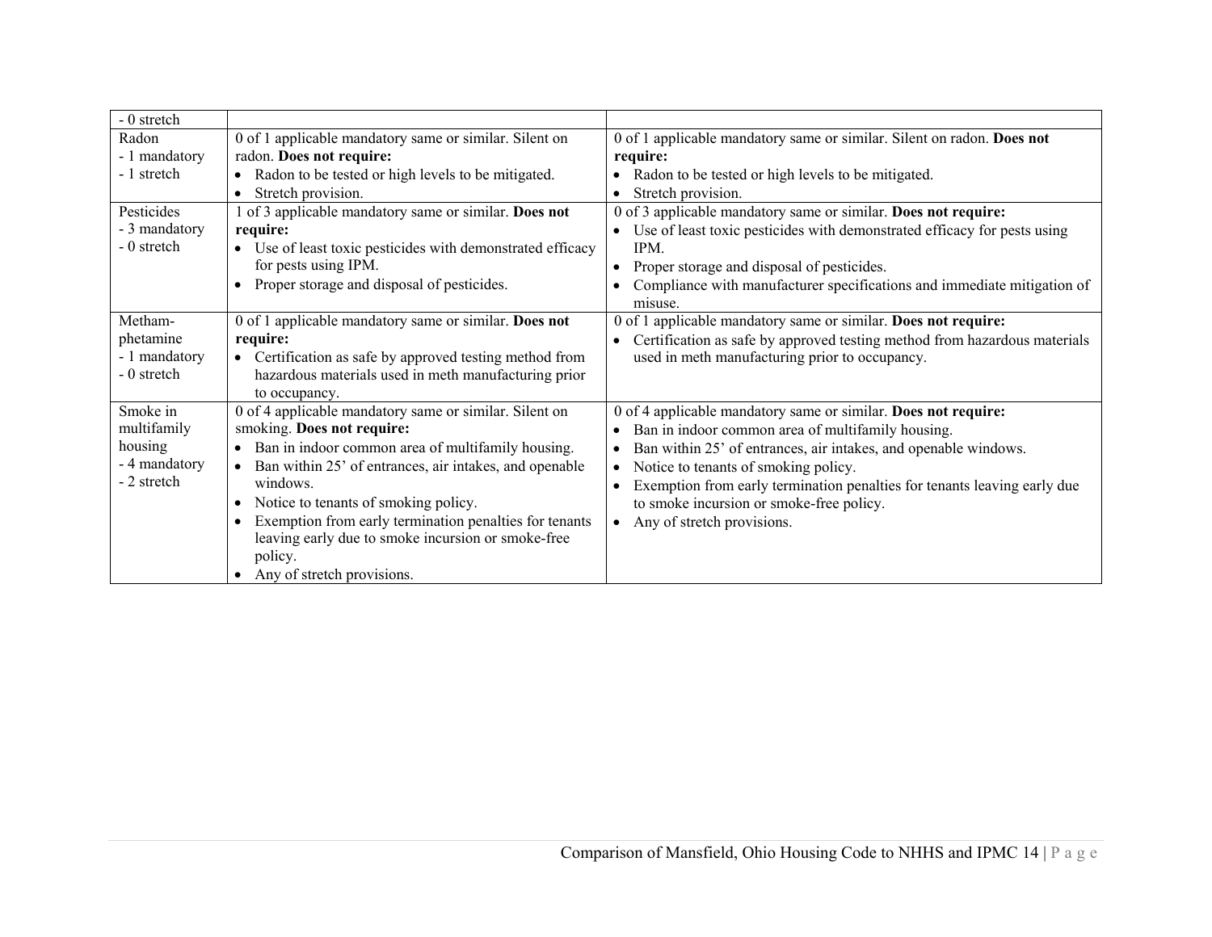| | | |
|---|---|---|
| - 0 stretch | | |
| Radon<br>- 1 mandatory<br>- 1 stretch | 0 of 1 applicable mandatory same or similar. Silent on radon. **Does not require:**<br>• Radon to be tested or high levels to be mitigated.<br>• Stretch provision. | 0 of 1 applicable mandatory same or similar. Silent on radon. **Does not require:**<br>• Radon to be tested or high levels to be mitigated.<br>• Stretch provision. |
| Pesticides<br>- 3 mandatory<br>- 0 stretch | 1 of 3 applicable mandatory same or similar. **Does not require:**<br>• Use of least toxic pesticides with demonstrated efficacy for pests using IPM.<br>• Proper storage and disposal of pesticides. | 0 of 3 applicable mandatory same or similar. **Does not require:**<br>• Use of least toxic pesticides with demonstrated efficacy for pests using IPM.<br>• Proper storage and disposal of pesticides.<br>• Compliance with manufacturer specifications and immediate mitigation of misuse. |
| Metham-phetamine<br>- 1 mandatory<br>- 0 stretch | 0 of 1 applicable mandatory same or similar. **Does not require:**<br>• Certification as safe by approved testing method from hazardous materials used in meth manufacturing prior to occupancy. | 0 of 1 applicable mandatory same or similar. **Does not require:**<br>• Certification as safe by approved testing method from hazardous materials used in meth manufacturing prior to occupancy. |
| Smoke in multifamily housing<br>- 4 mandatory<br>- 2 stretch | 0 of 4 applicable mandatory same or similar. Silent on smoking. **Does not require:**<br>• Ban in indoor common area of multifamily housing.<br>• Ban within 25' of entrances, air intakes, and openable windows.<br>• Notice to tenants of smoking policy.<br>• Exemption from early termination penalties for tenants leaving early due to smoke incursion or smoke-free policy.<br>• Any of stretch provisions. | 0 of 4 applicable mandatory same or similar. **Does not require:**<br>• Ban in indoor common area of multifamily housing.<br>• Ban within 25' of entrances, air intakes, and openable windows.<br>• Notice to tenants of smoking policy.<br>• Exemption from early termination penalties for tenants leaving early due to smoke incursion or smoke-free policy.<br>• Any of stretch provisions. |